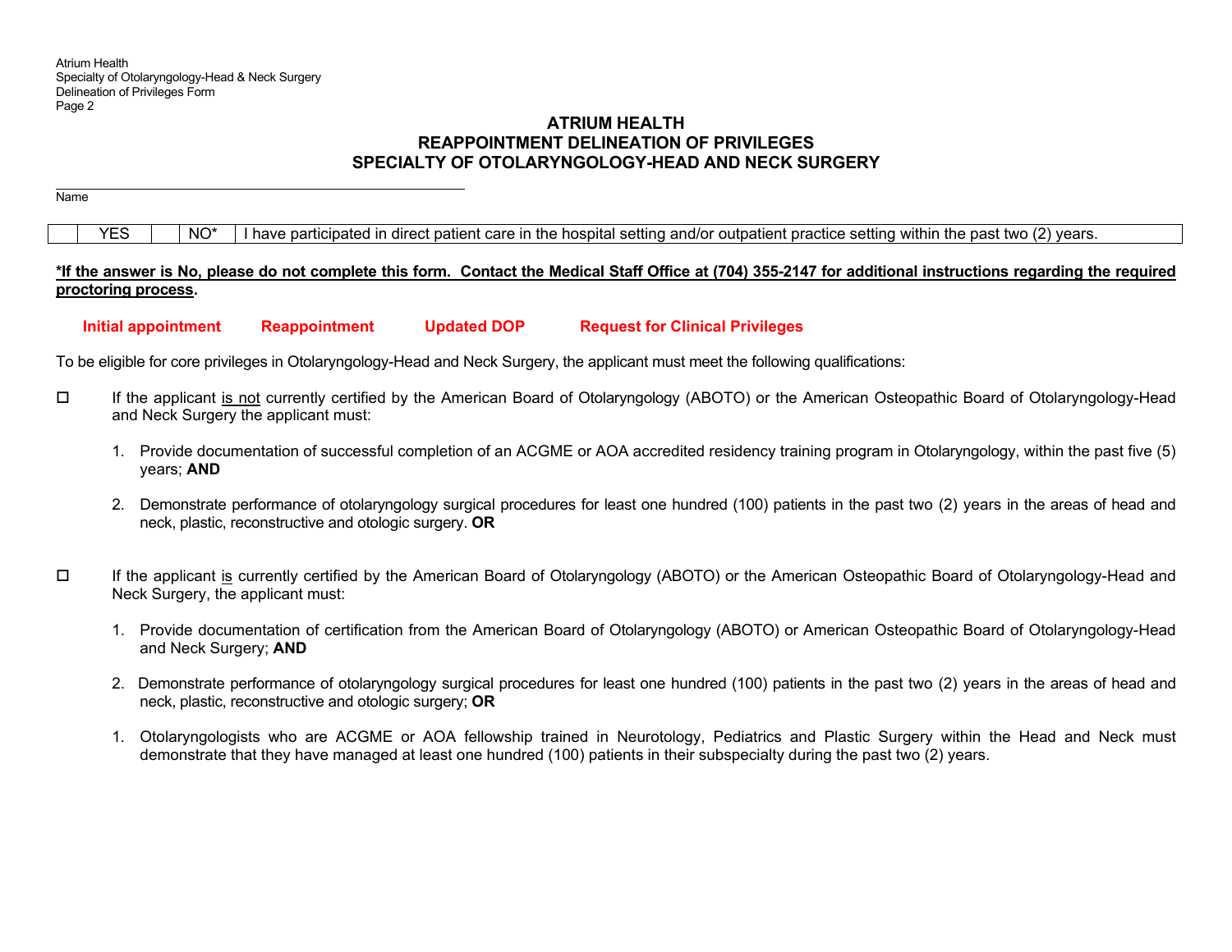# ATRIUM HEALTH
# REAPPOINTMENT DELINEATION OF PRIVILEGES
# SPECIALTY OF OTOLARYNGOLOGY-HEAD AND NECK SURGERY

______________________________________________
Name

| | YES | | NO* | I have participated in direct patient care in the hospital setting and/or outpatient practice setting within the past two (2) years. |
|---|---|---|---|---|

**\*If the answer is No, please do not complete this form. Contact the Medical Staff Office at (704) 355-2147 for additional instructions regarding the required proctoring process.**

**Initial appointment** **Reappointment** **Updated DOP** **Request for Clinical Privileges**

To be eligible for core privileges in Otolaryngology-Head and Neck Surgery, the applicant must meet the following qualifications:

☐ If the applicant is not currently certified by the American Board of Otolaryngology (ABOTO) or the American Osteopathic Board of Otolaryngology-Head and Neck Surgery the applicant must:

1. Provide documentation of successful completion of an ACGME or AOA accredited residency training program in Otolaryngology, within the past five (5) years; **AND**

2. Demonstrate performance of otolaryngology surgical procedures for least one hundred (100) patients in the past two (2) years in the areas of head and neck, plastic, reconstructive and otologic surgery. **OR**

☐ If the applicant is currently certified by the American Board of Otolaryngology (ABOTO) or the American Osteopathic Board of Otolaryngology-Head and Neck Surgery, the applicant must:

1. Provide documentation of certification from the American Board of Otolaryngology (ABOTO) or American Osteopathic Board of Otolaryngology-Head and Neck Surgery; **AND**

2. Demonstrate performance of otolaryngology surgical procedures for least one hundred (100) patients in the past two (2) years in the areas of head and neck, plastic, reconstructive and otologic surgery; **OR**

1. Otolaryngologists who are ACGME or AOA fellowship trained in Neurotology, Pediatrics and Plastic Surgery within the Head and Neck must demonstrate that they have managed at least one hundred (100) patients in their subspecialty during the past two (2) years.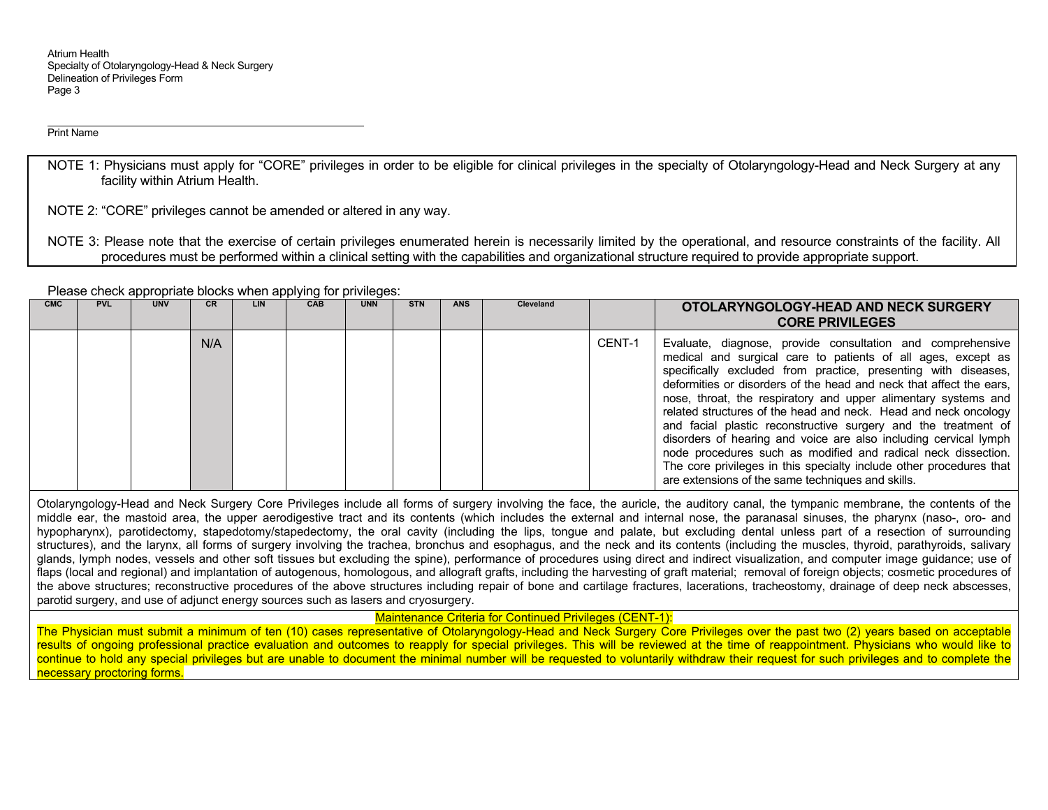Print Name

NOTE 1: Physicians must apply for "CORE" privileges in order to be eligible for clinical privileges in the specialty of Otolaryngology-Head and Neck Surgery at any facility within Atrium Health.

NOTE 2: "CORE" privileges cannot be amended or altered in any way.

NOTE 3: Please note that the exercise of certain privileges enumerated herein is necessarily limited by the operational, and resource constraints of the facility. All procedures must be performed within a clinical setting with the capabilities and organizational structure required to provide appropriate support.

Please check appropriate blocks when applying for privileges:

| CMC | PVL | UNV | CR | LIN | CAB | UNN | STN | ANS | Cleveland | | **OTOLARYNGOLOGY-HEAD AND NECK SURGERY CORE PRIVILEGES** |
|---|---|---|---|---|---|---|---|---|---|---|---|
| | | | N/A | | | | | | | CENT-1 | Evaluate, diagnose, provide consultation and comprehensive medical and surgical care to patients of all ages, except as specifically excluded from practice, presenting with diseases, deformities or disorders of the head and neck that affect the ears, nose, throat, the respiratory and upper alimentary systems and related structures of the head and neck. Head and neck oncology and facial plastic reconstructive surgery and the treatment of disorders of hearing and voice are also including cervical lymph node procedures such as modified and radical neck dissection. The core privileges in this specialty include other procedures that are extensions of the same techniques and skills. |

Otolaryngology-Head and Neck Surgery Core Privileges include all forms of surgery involving the face, the auricle, the auditory canal, the tympanic membrane, the contents of the middle ear, the mastoid area, the upper aerodigestive tract and its contents (which includes the external and internal nose, the paranasal sinuses, the pharynx (naso-, oro- and hypopharynx), parotidectomy, stapedotomy/stapedectomy, the oral cavity (including the lips, tongue and palate, but excluding dental unless part of a resection of surrounding structures), and the larynx, all forms of surgery involving the trachea, bronchus and esophagus, and the neck and its contents (including the muscles, thyroid, parathyroids, salivary glands, lymph nodes, vessels and other soft tissues but excluding the spine), performance of procedures using direct and indirect visualization, and computer image guidance; use of flaps (local and regional) and implantation of autogenous, homologous, and allograft grafts, including the harvesting of graft material; removal of foreign objects; cosmetic procedures of the above structures; reconstructive procedures of the above structures including repair of bone and cartilage fractures, lacerations, tracheostomy, drainage of deep neck abscesses, parotid surgery, and use of adjunct energy sources such as lasers and cryosurgery.

Maintenance Criteria for Continued Privileges (CENT-1):

The Physician must submit a minimum of ten (10) cases representative of Otolaryngology-Head and Neck Surgery Core Privileges over the past two (2) years based on acceptable results of ongoing professional practice evaluation and outcomes to reapply for special privileges. This will be reviewed at the time of reappointment. Physicians who would like to continue to hold any special privileges but are unable to document the minimal number will be requested to voluntarily withdraw their request for such privileges and to complete the necessary proctoring forms.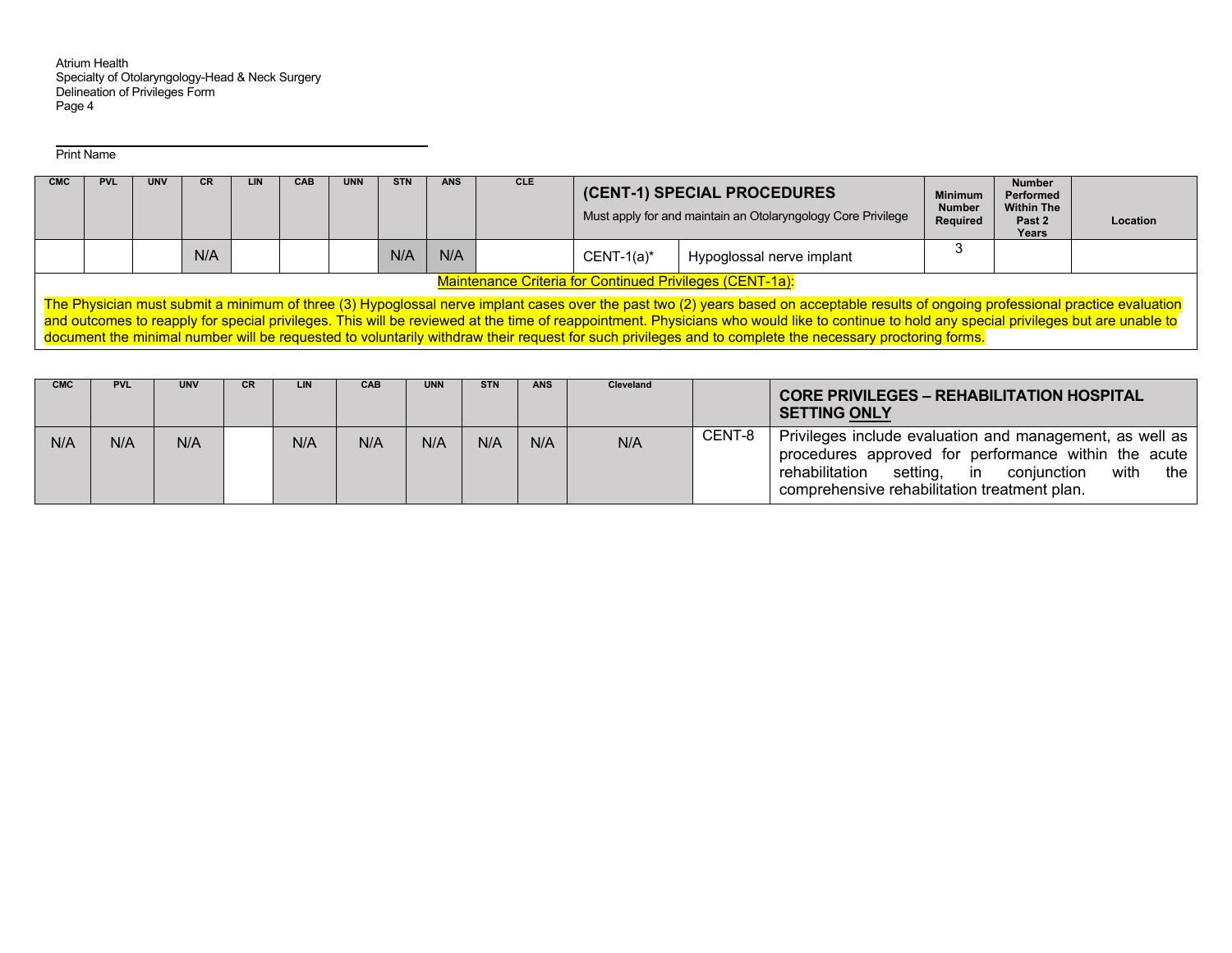Print Name

| CMC | PVL | UNV | CR | LIN | CAB | UNN | STN | ANS | CLE | **(CENT-1) SPECIAL PROCEDURES** Must apply for and maintain an Otolaryngology Core Privilege | | Minimum Number Required | Number Performed Within The Past 2 Years | Location |
|---|---|---|---|---|---|---|---|---|---|---|---|---|---|---|
| | | | N/A | | | | N/A | N/A | | CENT-1(a)* | Hypoglossal nerve implant | 3 | | |

Maintenance Criteria for Continued Privileges (CENT-1a):

The Physician must submit a minimum of three (3) Hypoglossal nerve implant cases over the past two (2) years based on acceptable results of ongoing professional practice evaluation and outcomes to reapply for special privileges. This will be reviewed at the time of reappointment. Physicians who would like to continue to hold any special privileges but are unable to document the minimal number will be requested to voluntarily withdraw their request for such privileges and to complete the necessary proctoring forms.

| CMC | PVL | UNV | CR | LIN | CAB | UNN | STN | ANS | Cleveland | | **CORE PRIVILEGES – REHABILITATION HOSPITAL SETTING ONLY** |
|---|---|---|---|---|---|---|---|---|---|---|---|
| N/A | N/A | N/A | | N/A | N/A | N/A | N/A | N/A | N/A | CENT-8 | Privileges include evaluation and management, as well as procedures approved for performance within the acute rehabilitation setting, in conjunction with the comprehensive rehabilitation treatment plan. |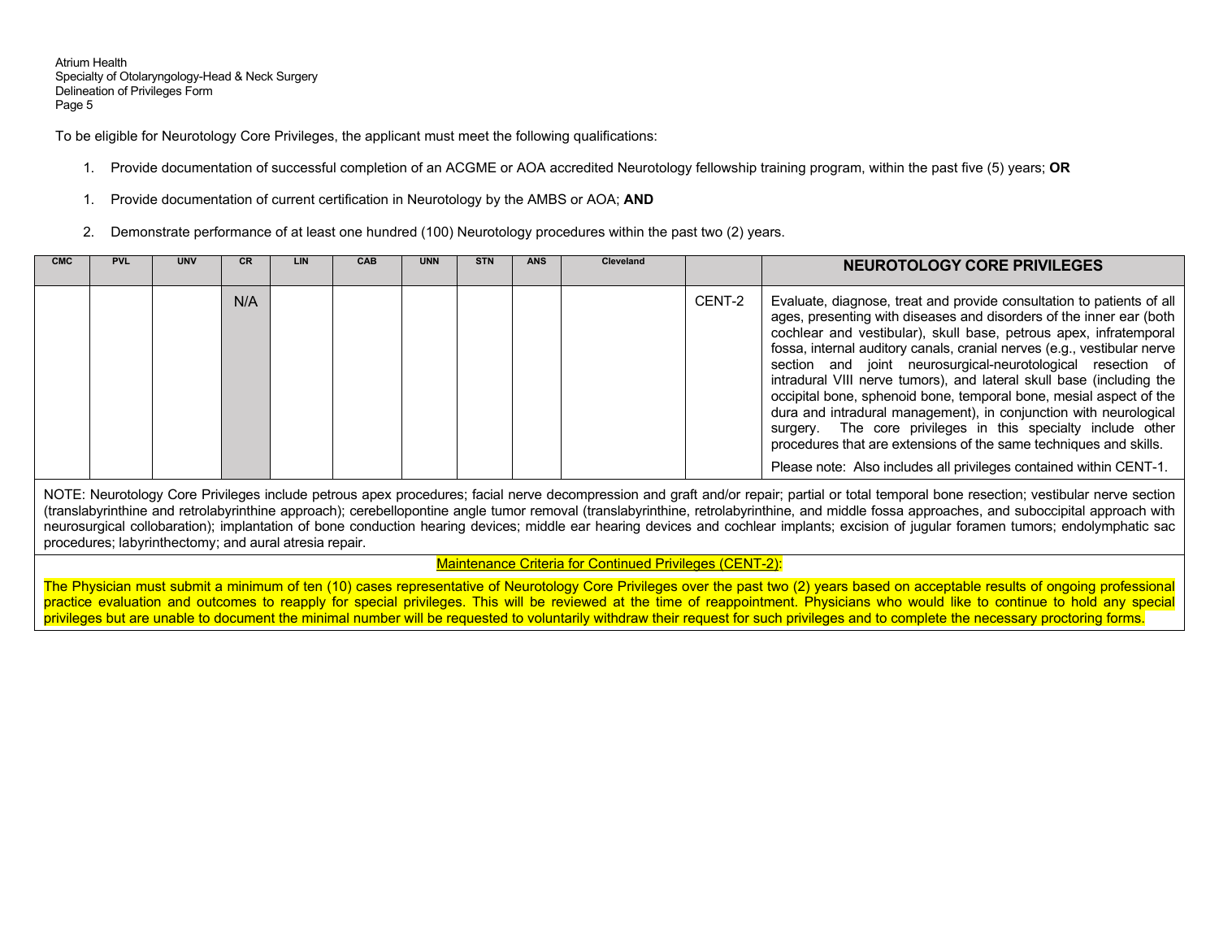To be eligible for Neurotology Core Privileges, the applicant must meet the following qualifications:

1. Provide documentation of successful completion of an ACGME or AOA accredited Neurotology fellowship training program, within the past five (5) years; **OR**

1. Provide documentation of current certification in Neurotology by the AMBS or AOA; **AND**

2. Demonstrate performance of at least one hundred (100) Neurotology procedures within the past two (2) years.

| CMC | PVL | UNV | CR | LIN | CAB | UNN | STN | ANS | Cleveland | | NEUROTOLOGY CORE PRIVILEGES |
|---|---|---|---|---|---|---|---|---|---|---|---|
| | | | N/A | | | | | | | CENT-2 | Evaluate, diagnose, treat and provide consultation to patients of all ages, presenting with diseases and disorders of the inner ear (both cochlear and vestibular), skull base, petrous apex, infratemporal fossa, internal auditory canals, cranial nerves (e.g., vestibular nerve section and joint neurosurgical-neurotological resection of intradural VIII nerve tumors), and lateral skull base (including the occipital bone, sphenoid bone, temporal bone, mesial aspect of the dura and intradural management), in conjunction with neurological surgery. The core privileges in this specialty include other procedures that are extensions of the same techniques and skills.<br><br>Please note: Also includes all privileges contained within CENT-1. |

NOTE: Neurotology Core Privileges include petrous apex procedures; facial nerve decompression and graft and/or repair; partial or total temporal bone resection; vestibular nerve section (translabyrinthine and retrolabyrinthine approach); cerebellopontine angle tumor removal (translabyrinthine, retrolabyrinthine, and middle fossa approaches, and suboccipital approach with neurosurgical collobaration); implantation of bone conduction hearing devices; middle ear hearing devices and cochlear implants; excision of jugular foramen tumors; endolymphatic sac procedures; labyrinthectomy; and aural atresia repair.

Maintenance Criteria for Continued Privileges (CENT-2):

The Physician must submit a minimum of ten (10) cases representative of Neurotology Core Privileges over the past two (2) years based on acceptable results of ongoing professional practice evaluation and outcomes to reapply for special privileges. This will be reviewed at the time of reappointment. Physicians who would like to continue to hold any special privileges but are unable to document the minimal number will be requested to voluntarily withdraw their request for such privileges and to complete the necessary proctoring forms.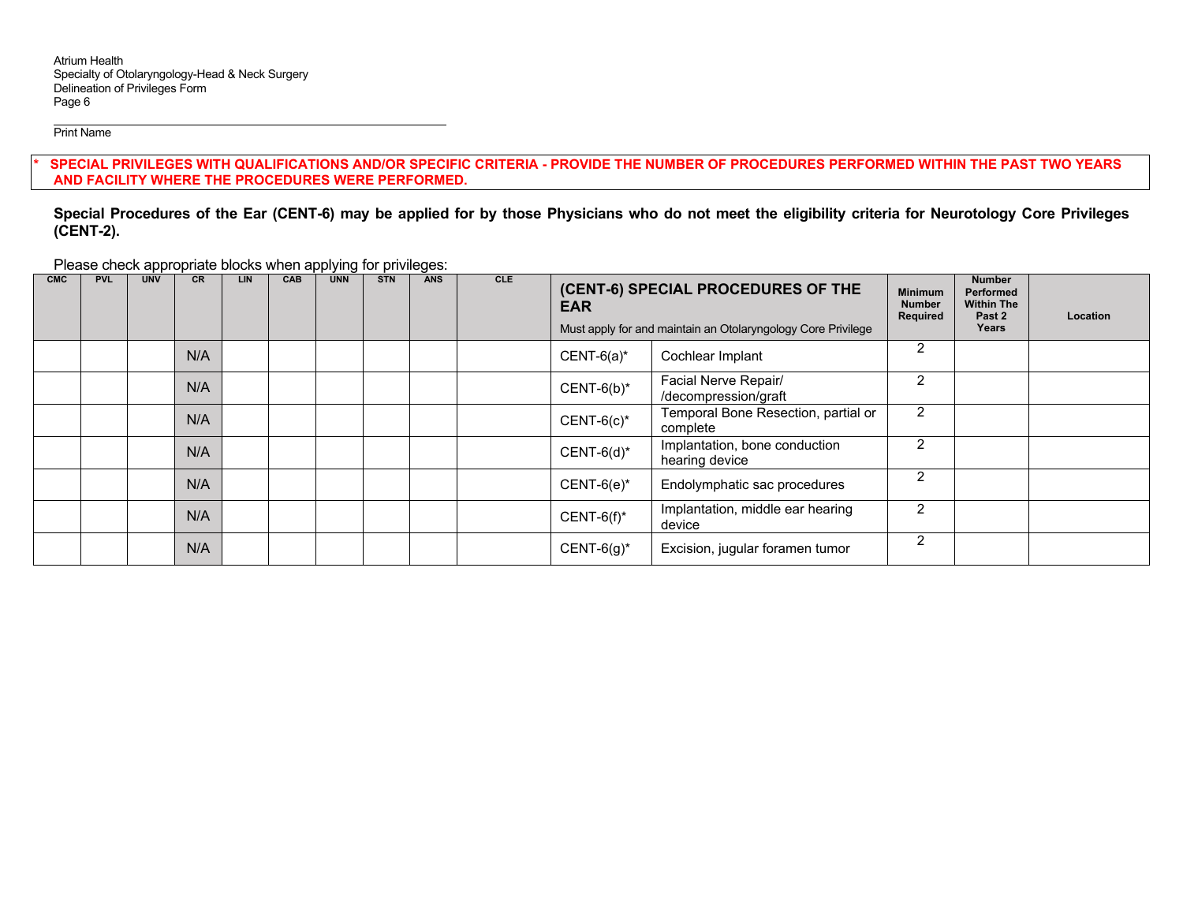Print Name

*** SPECIAL PRIVILEGES WITH QUALIFICATIONS AND/OR SPECIFIC CRITERIA - PROVIDE THE NUMBER OF PROCEDURES PERFORMED WITHIN THE PAST TWO YEARS AND FACILITY WHERE THE PROCEDURES WERE PERFORMED.**

**Special Procedures of the Ear (CENT-6) may be applied for by those Physicians who do not meet the eligibility criteria for Neurotology Core Privileges (CENT-2).**

Please check appropriate blocks when applying for privileges:

| CMC | PVL | UNV | CR | LIN | CAB | UNN | STN | ANS | CLE | **(CENT-6) SPECIAL PROCEDURES OF THE EAR** Must apply for and maintain an Otolaryngology Core Privilege | | Minimum Number Required | Number Performed Within The Past 2 Years | Location |
|---|---|---|---|---|---|---|---|---|---|---|---|---|---|---|
| | | | N/A | | | | | | | CENT-6(a)* | Cochlear Implant | 2 | | |
| | | | N/A | | | | | | | CENT-6(b)* | Facial Nerve Repair/ /decompression/graft | 2 | | |
| | | | N/A | | | | | | | CENT-6(c)* | Temporal Bone Resection, partial or complete | 2 | | |
| | | | N/A | | | | | | | CENT-6(d)* | Implantation, bone conduction hearing device | 2 | | |
| | | | N/A | | | | | | | CENT-6(e)* | Endolymphatic sac procedures | 2 | | |
| | | | N/A | | | | | | | CENT-6(f)* | Implantation, middle ear hearing device | 2 | | |
| | | | N/A | | | | | | | CENT-6(g)* | Excision, jugular foramen tumor | 2 | | |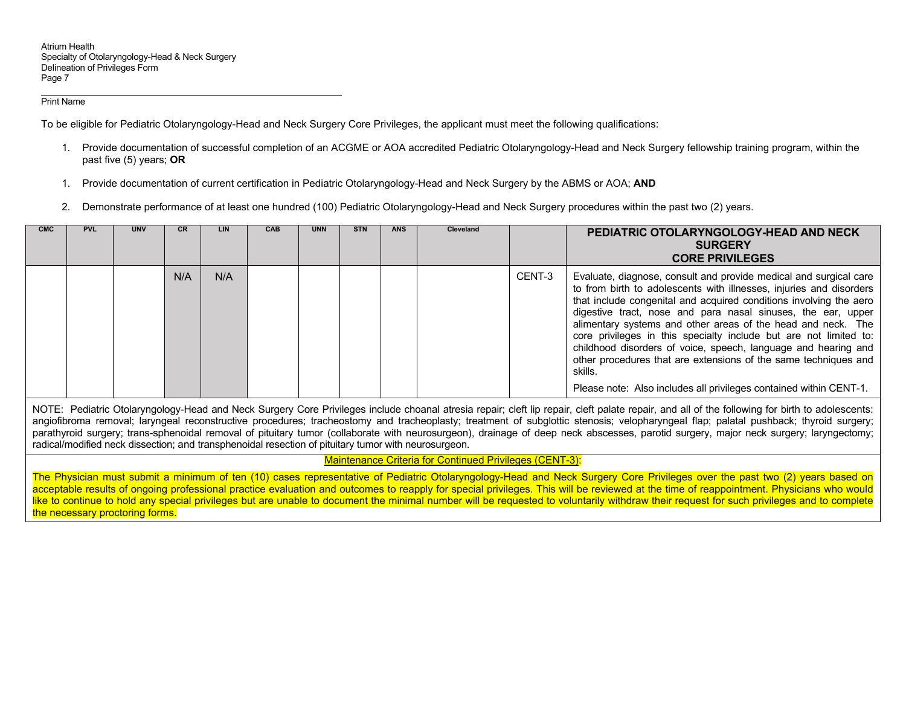Print Name

To be eligible for Pediatric Otolaryngology-Head and Neck Surgery Core Privileges, the applicant must meet the following qualifications:

1. Provide documentation of successful completion of an ACGME or AOA accredited Pediatric Otolaryngology-Head and Neck Surgery fellowship training program, within the past five (5) years; **OR**

1. Provide documentation of current certification in Pediatric Otolaryngology-Head and Neck Surgery by the ABMS or AOA; **AND**

2. Demonstrate performance of at least one hundred (100) Pediatric Otolaryngology-Head and Neck Surgery procedures within the past two (2) years.

| CMC | PVL | UNV | CR | LIN | CAB | UNN | STN | ANS | Cleveland | | **PEDIATRIC OTOLARYNGOLOGY-HEAD AND NECK SURGERY CORE PRIVILEGES** |
|---|---|---|---|---|---|---|---|---|---|---|---|
| | | | N/A | N/A | | | | | | CENT-3 | Evaluate, diagnose, consult and provide medical and surgical care to from birth to adolescents with illnesses, injuries and disorders that include congenital and acquired conditions involving the aero digestive tract, nose and para nasal sinuses, the ear, upper alimentary systems and other areas of the head and neck. The core privileges in this specialty include but are not limited to: childhood disorders of voice, speech, language and hearing and other procedures that are extensions of the same techniques and skills. Please note: Also includes all privileges contained within CENT-1. |

NOTE: Pediatric Otolaryngology-Head and Neck Surgery Core Privileges include choanal atresia repair; cleft lip repair, cleft palate repair, and all of the following for birth to adolescents: angiofibroma removal; laryngeal reconstructive procedures; tracheostomy and tracheoplasty; treatment of subglottic stenosis; velopharyngeal flap; palatal pushback; thyroid surgery; parathyroid surgery; trans-sphenoidal removal of pituitary tumor (collaborate with neurosurgeon), drainage of deep neck abscesses, parotid surgery, major neck surgery; laryngectomy; radical/modified neck dissection; and transphenoidal resection of pituitary tumor with neurosurgeon.

Maintenance Criteria for Continued Privileges (CENT-3):

The Physician must submit a minimum of ten (10) cases representative of Pediatric Otolaryngology-Head and Neck Surgery Core Privileges over the past two (2) years based on acceptable results of ongoing professional practice evaluation and outcomes to reapply for special privileges. This will be reviewed at the time of reappointment. Physicians who would like to continue to hold any special privileges but are unable to document the minimal number will be requested to voluntarily withdraw their request for such privileges and to complete the necessary proctoring forms.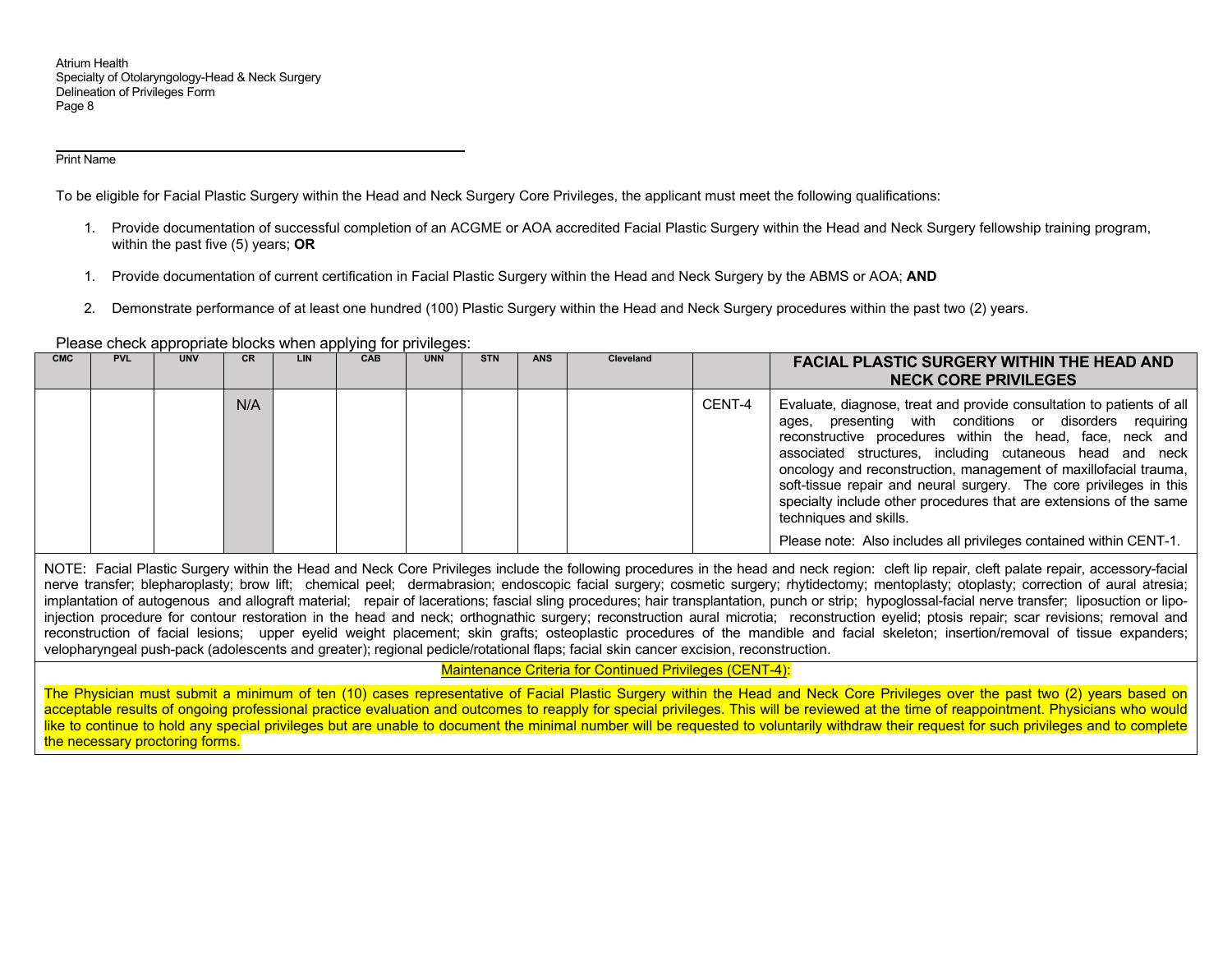Print Name

To be eligible for Facial Plastic Surgery within the Head and Neck Surgery Core Privileges, the applicant must meet the following qualifications:

1. Provide documentation of successful completion of an ACGME or AOA accredited Facial Plastic Surgery within the Head and Neck Surgery fellowship training program, within the past five (5) years; **OR**

1. Provide documentation of current certification in Facial Plastic Surgery within the Head and Neck Surgery by the ABMS or AOA; **AND**

2. Demonstrate performance of at least one hundred (100) Plastic Surgery within the Head and Neck Surgery procedures within the past two (2) years.

Please check appropriate blocks when applying for privileges:

| CMC | PVL | UNV | CR | LIN | CAB | UNN | STN | ANS | Cleveland | | **FACIAL PLASTIC SURGERY WITHIN THE HEAD AND NECK CORE PRIVILEGES** |
|---|---|---|---|---|---|---|---|---|---|---|---|
| | | | N/A | | | | | | | CENT-4 | Evaluate, diagnose, treat and provide consultation to patients of all ages, presenting with conditions or disorders requiring reconstructive procedures within the head, face, neck and associated structures, including cutaneous head and neck oncology and reconstruction, management of maxillofacial trauma, soft-tissue repair and neural surgery. The core privileges in this specialty include other procedures that are extensions of the same techniques and skills.<br><br>Please note: Also includes all privileges contained within CENT-1. |

NOTE: Facial Plastic Surgery within the Head and Neck Core Privileges include the following procedures in the head and neck region: cleft lip repair, cleft palate repair, accessory-facial nerve transfer; blepharoplasty; brow lift; chemical peel; dermabrasion; endoscopic facial surgery; cosmetic surgery; rhytidectomy; mentoplasty; otoplasty; correction of aural atresia; implantation of autogenous and allograft material; repair of lacerations; fascial sling procedures; hair transplantation, punch or strip; hypoglossal-facial nerve transfer; liposuction or lipo-injection procedure for contour restoration in the head and neck; orthognathic surgery; reconstruction aural microtia; reconstruction eyelid; ptosis repair; scar revisions; removal and reconstruction of facial lesions; upper eyelid weight placement; skin grafts; osteoplastic procedures of the mandible and facial skeleton; insertion/removal of tissue expanders; velopharyngeal push-pack (adolescents and greater); regional pedicle/rotational flaps; facial skin cancer excision, reconstruction.

Maintenance Criteria for Continued Privileges (CENT-4):

The Physician must submit a minimum of ten (10) cases representative of Facial Plastic Surgery within the Head and Neck Core Privileges over the past two (2) years based on acceptable results of ongoing professional practice evaluation and outcomes to reapply for special privileges. This will be reviewed at the time of reappointment. Physicians who would like to continue to hold any special privileges but are unable to document the minimal number will be requested to voluntarily withdraw their request for such privileges and to complete the necessary proctoring forms.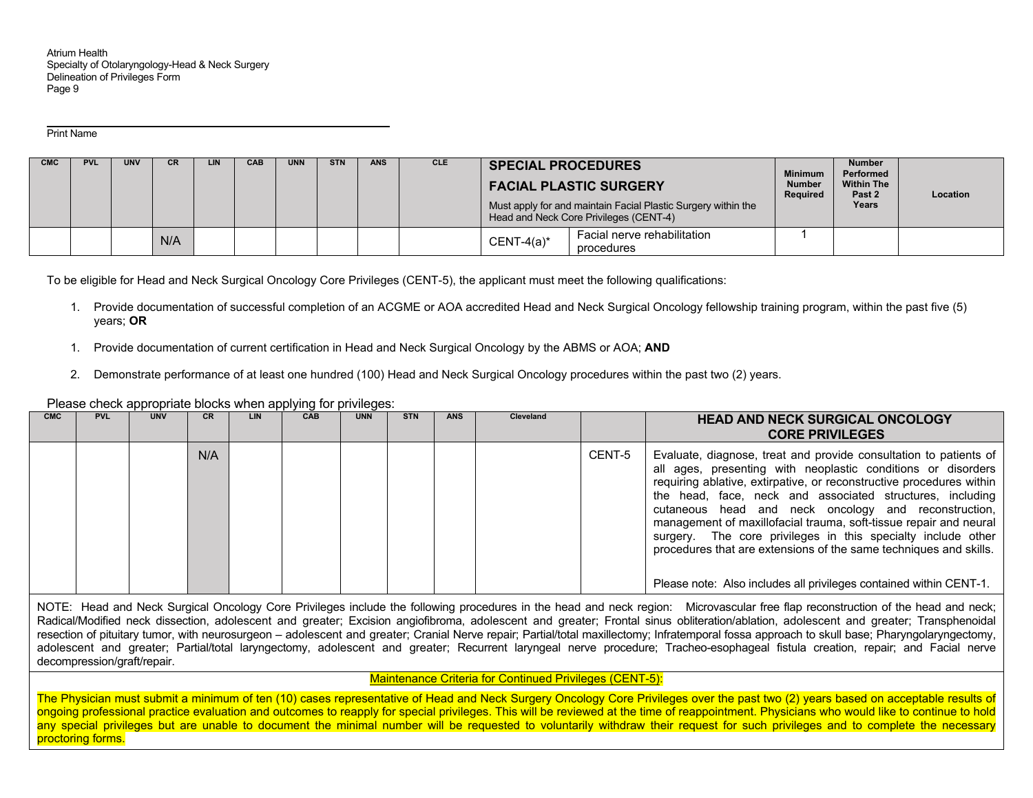Print Name

| CMC | PVL | UNV | CR | LIN | CAB | UNN | STN | ANS | CLE | **SPECIAL PROCEDURES** **FACIAL PLASTIC SURGERY** Must apply for and maintain Facial Plastic Surgery within the Head and Neck Core Privileges (CENT-4) | | Minimum Number Required | Number Performed Within The Past 2 Years | Location |
|---|---|---|---|---|---|---|---|---|---|---|---|---|---|---|
| | | | N/A | | | | | | | CENT-4(a)* | Facial nerve rehabilitation procedures | 1 | | |

To be eligible for Head and Neck Surgical Oncology Core Privileges (CENT-5), the applicant must meet the following qualifications:

1. Provide documentation of successful completion of an ACGME or AOA accredited Head and Neck Surgical Oncology fellowship training program, within the past five (5) years; **OR**

1. Provide documentation of current certification in Head and Neck Surgical Oncology by the ABMS or AOA; **AND**

2. Demonstrate performance of at least one hundred (100) Head and Neck Surgical Oncology procedures within the past two (2) years.

Please check appropriate blocks when applying for privileges:

| CMC | PVL | UNV | CR | LIN | CAB | UNN | STN | ANS | Cleveland | | **HEAD AND NECK SURGICAL ONCOLOGY CORE PRIVILEGES** |
|---|---|---|---|---|---|---|---|---|---|---|---|
| | | | N/A | | | | | | | CENT-5 | Evaluate, diagnose, treat and provide consultation to patients of all ages, presenting with neoplastic conditions or disorders requiring ablative, extirpative, or reconstructive procedures within the head, face, neck and associated structures, including cutaneous head and neck oncology and reconstruction, management of maxillofacial trauma, soft-tissue repair and neural surgery. The core privileges in this specialty include other procedures that are extensions of the same techniques and skills. Please note: Also includes all privileges contained within CENT-1. |

NOTE: Head and Neck Surgical Oncology Core Privileges include the following procedures in the head and neck region: Microvascular free flap reconstruction of the head and neck; Radical/Modified neck dissection, adolescent and greater; Excision angiofibroma, adolescent and greater; Frontal sinus obliteration/ablation, adolescent and greater; Transphenoidal resection of pituitary tumor, with neurosurgeon – adolescent and greater; Cranial Nerve repair; Partial/total maxillectomy; Infratemporal fossa approach to skull base; Pharyngolaryngectomy, adolescent and greater; Partial/total laryngectomy, adolescent and greater; Recurrent laryngeal nerve procedure; Tracheo-esophageal fistula creation, repair; and Facial nerve decompression/graft/repair.

Maintenance Criteria for Continued Privileges (CENT-5):

The Physician must submit a minimum of ten (10) cases representative of Head and Neck Surgery Oncology Core Privileges over the past two (2) years based on acceptable results of ongoing professional practice evaluation and outcomes to reapply for special privileges. This will be reviewed at the time of reappointment. Physicians who would like to continue to hold any special privileges but are unable to document the minimal number will be requested to voluntarily withdraw their request for such privileges and to complete the necessary proctoring forms.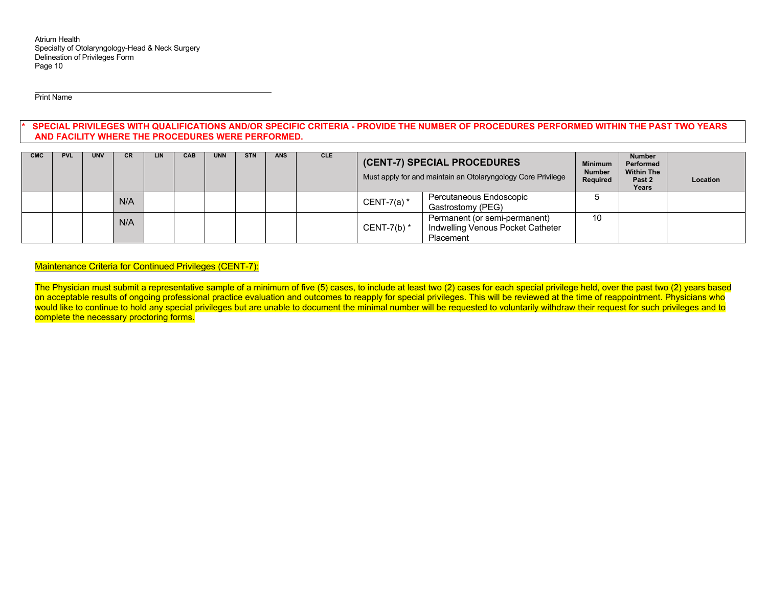Print Name

**\* SPECIAL PRIVILEGES WITH QUALIFICATIONS AND/OR SPECIFIC CRITERIA - PROVIDE THE NUMBER OF PROCEDURES PERFORMED WITHIN THE PAST TWO YEARS AND FACILITY WHERE THE PROCEDURES WERE PERFORMED.**

| CMC | PVL | UNV | CR | LIN | CAB | UNN | STN | ANS | CLE | **(CENT-7) SPECIAL PROCEDURES** Must apply for and maintain an Otolaryngology Core Privilege | | Minimum Number Required | Number Performed Within The Past 2 Years | Location |
|---|---|---|---|---|---|---|---|---|---|---|---|---|---|---|
| | | | N/A | | | | | | | CENT-7(a) * | Percutaneous Endoscopic Gastrostomy (PEG) | 5 | | |
| | | | N/A | | | | | | | CENT-7(b) * | Permanent (or semi-permanent) Indwelling Venous Pocket Catheter Placement | 10 | | |

Maintenance Criteria for Continued Privileges (CENT-7):

The Physician must submit a representative sample of a minimum of five (5) cases, to include at least two (2) cases for each special privilege held, over the past two (2) years based on acceptable results of ongoing professional practice evaluation and outcomes to reapply for special privileges. This will be reviewed at the time of reappointment. Physicians who would like to continue to hold any special privileges but are unable to document the minimal number will be requested to voluntarily withdraw their request for such privileges and to complete the necessary proctoring forms.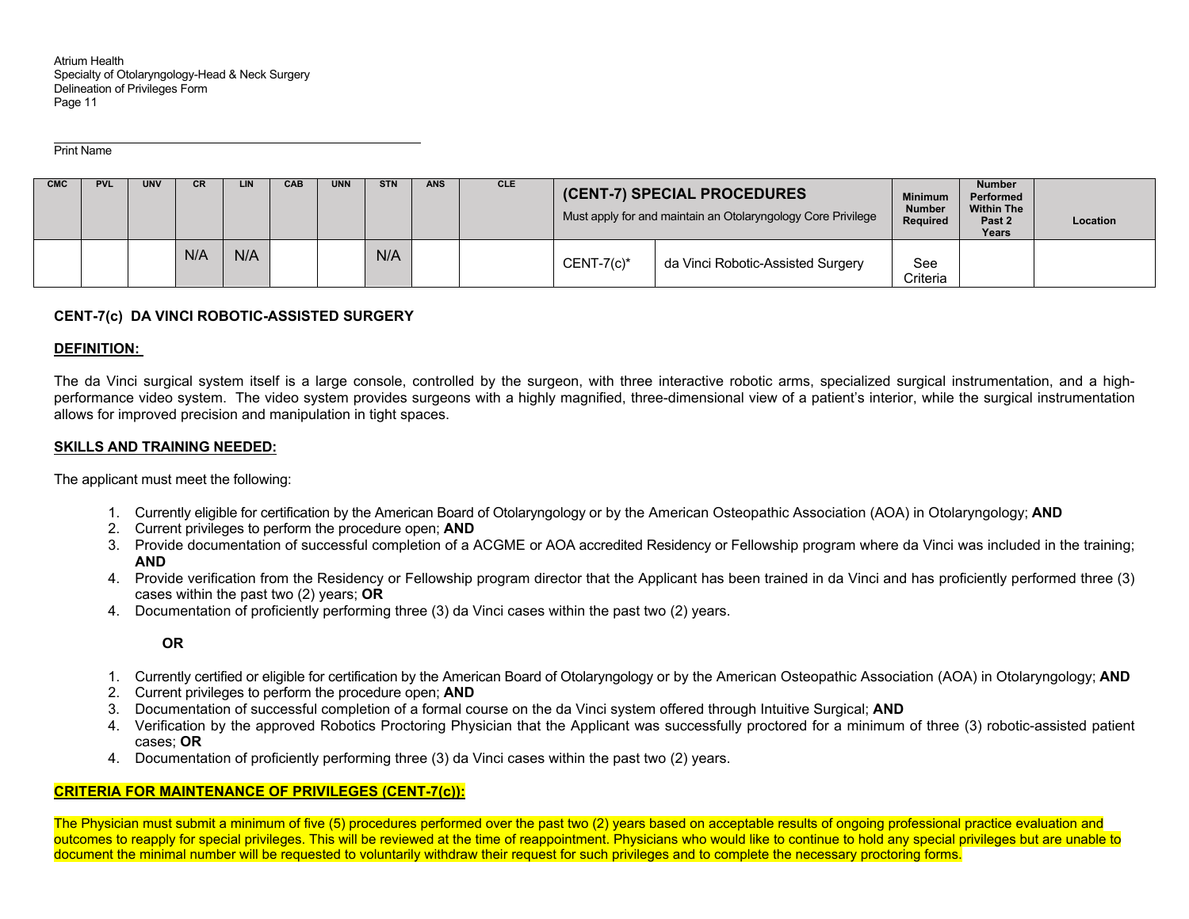Print Name

| CMC | PVL | UNV | CR | LIN | CAB | UNN | STN | ANS | CLE | **(CENT-7) SPECIAL PROCEDURES** Must apply for and maintain an Otolaryngology Core Privilege | | Minimum Number Required | Number Performed Within The Past 2 Years | Location |
|---|---|---|---|---|---|---|---|---|---|---|---|---|---|---|
| | | | N/A | N/A | | | N/A | | | CENT-7(c)* | da Vinci Robotic-Assisted Surgery | See Criteria | | |

### CENT-7(c) DA VINCI ROBOTIC-ASSISTED SURGERY

**DEFINITION:**

The da Vinci surgical system itself is a large console, controlled by the surgeon, with three interactive robotic arms, specialized surgical instrumentation, and a high-performance video system. The video system provides surgeons with a highly magnified, three-dimensional view of a patient's interior, while the surgical instrumentation allows for improved precision and manipulation in tight spaces.

**SKILLS AND TRAINING NEEDED:**

The applicant must meet the following:

1. Currently eligible for certification by the American Board of Otolaryngology or by the American Osteopathic Association (AOA) in Otolaryngology; **AND**
2. Current privileges to perform the procedure open; **AND**
3. Provide documentation of successful completion of a ACGME or AOA accredited Residency or Fellowship program where da Vinci was included in the training; **AND**
4. Provide verification from the Residency or Fellowship program director that the Applicant has been trained in da Vinci and has proficiently performed three (3) cases within the past two (2) years; **OR**
4. Documentation of proficiently performing three (3) da Vinci cases within the past two (2) years.

**OR**

1. Currently certified or eligible for certification by the American Board of Otolaryngology or by the American Osteopathic Association (AOA) in Otolaryngology; **AND**
2. Current privileges to perform the procedure open; **AND**
3. Documentation of successful completion of a formal course on the da Vinci system offered through Intuitive Surgical; **AND**
4. Verification by the approved Robotics Proctoring Physician that the Applicant was successfully proctored for a minimum of three (3) robotic-assisted patient cases; **OR**
4. Documentation of proficiently performing three (3) da Vinci cases within the past two (2) years.

**CRITERIA FOR MAINTENANCE OF PRIVILEGES (CENT-7(c)):**

The Physician must submit a minimum of five (5) procedures performed over the past two (2) years based on acceptable results of ongoing professional practice evaluation and outcomes to reapply for special privileges. This will be reviewed at the time of reappointment. Physicians who would like to continue to hold any special privileges but are unable to document the minimal number will be requested to voluntarily withdraw their request for such privileges and to complete the necessary proctoring forms.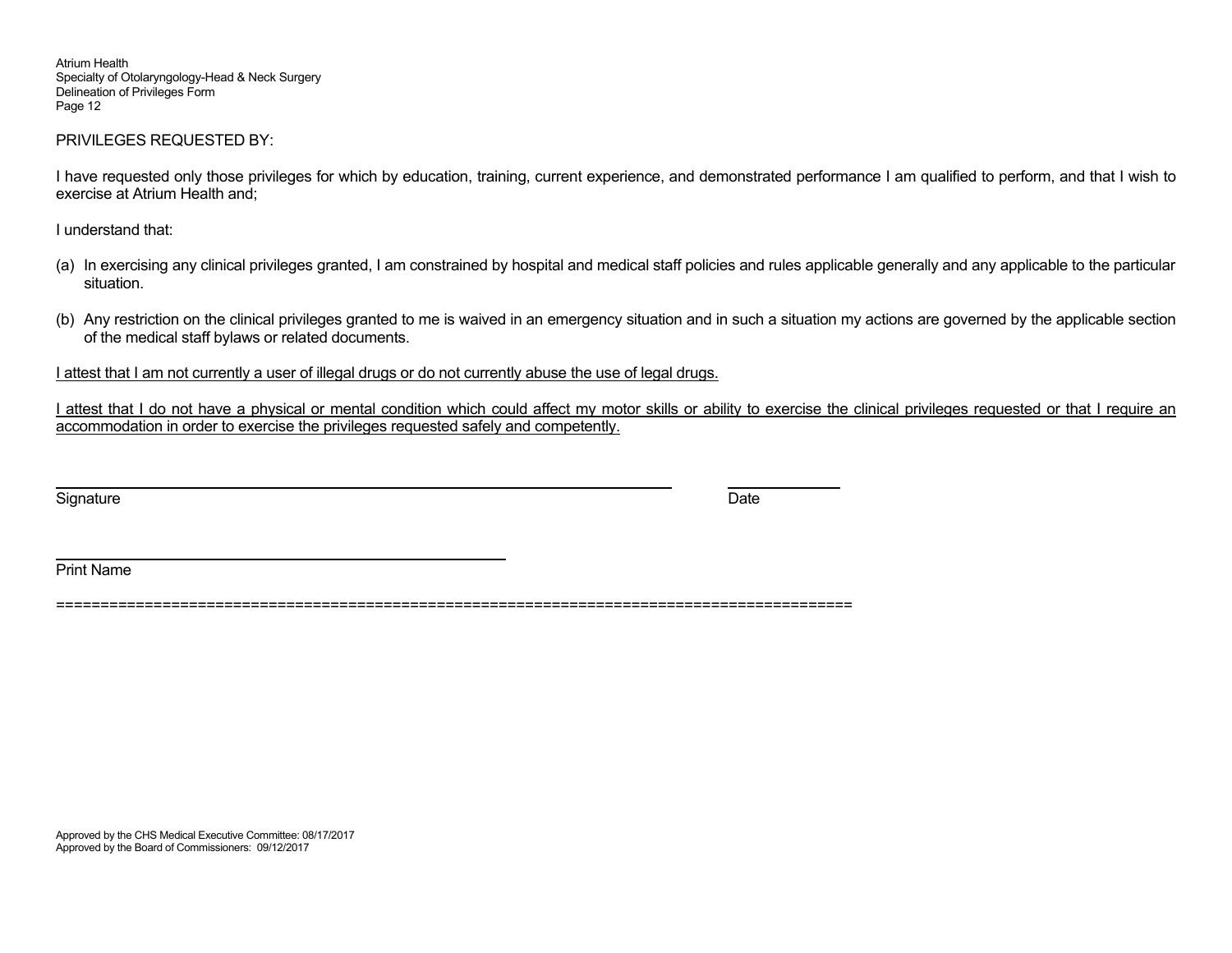PRIVILEGES REQUESTED BY:

I have requested only those privileges for which by education, training, current experience, and demonstrated performance I am qualified to perform, and that I wish to exercise at Atrium Health and;

I understand that:

(a) In exercising any clinical privileges granted, I am constrained by hospital and medical staff policies and rules applicable generally and any applicable to the particular situation.

(b) Any restriction on the clinical privileges granted to me is waived in an emergency situation and in such a situation my actions are governed by the applicable section of the medical staff bylaws or related documents.

I attest that I am not currently a user of illegal drugs or do not currently abuse the use of legal drugs.

I attest that I do not have a physical or mental condition which could affect my motor skills or ability to exercise the clinical privileges requested or that I require an accommodation in order to exercise the privileges requested safely and competently.

\_\_\_\_\_\_\_\_\_\_\_\_\_\_\_\_\_\_\_\_\_\_\_\_\_\_\_\_\_\_\_\_\_\_\_\_\_\_\_\_\_\_\_\_\_\_\_\_ \_\_\_\_\_\_\_\_\_\_\_\_
Signature Date

\_\_\_\_\_\_\_\_\_\_\_\_\_\_\_\_\_\_\_\_\_\_\_\_\_\_\_\_\_\_\_\_\_\_\_\_\_\_\_\_
Print Name

==========================================================================================

Approved by the CHS Medical Executive Committee: 08/17/2017
Approved by the Board of Commissioners: 09/12/2017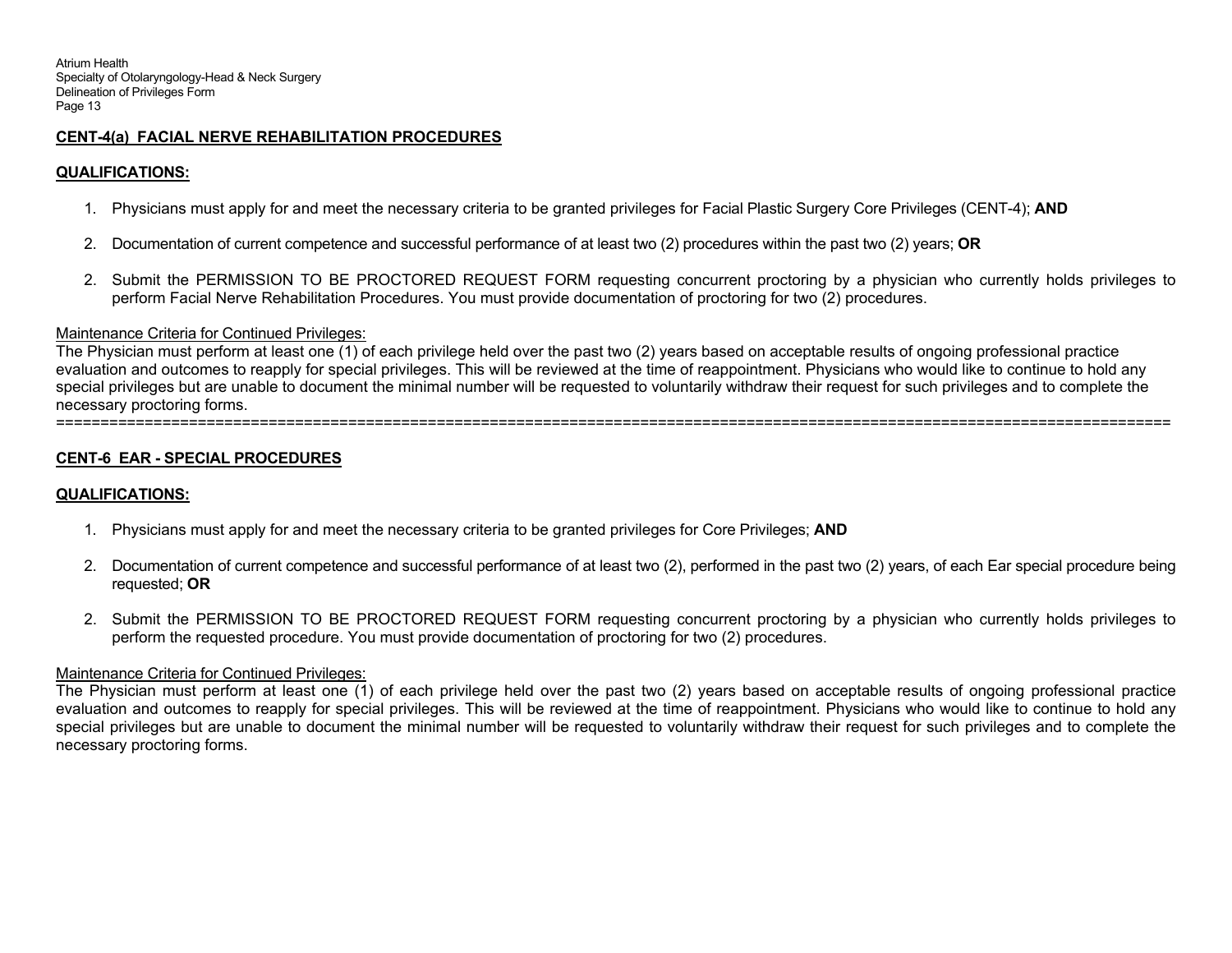## CENT-4(a) FACIAL NERVE REHABILITATION PROCEDURES

### QUALIFICATIONS:

1. Physicians must apply for and meet the necessary criteria to be granted privileges for Facial Plastic Surgery Core Privileges (CENT-4); **AND**

2. Documentation of current competence and successful performance of at least two (2) procedures within the past two (2) years; **OR**

2. Submit the PERMISSION TO BE PROCTORED REQUEST FORM requesting concurrent proctoring by a physician who currently holds privileges to perform Facial Nerve Rehabilitation Procedures. You must provide documentation of proctoring for two (2) procedures.

Maintenance Criteria for Continued Privileges:
The Physician must perform at least one (1) of each privilege held over the past two (2) years based on acceptable results of ongoing professional practice evaluation and outcomes to reapply for special privileges. This will be reviewed at the time of reappointment. Physicians who would like to continue to hold any special privileges but are unable to document the minimal number will be requested to voluntarily withdraw their request for such privileges and to complete the necessary proctoring forms.

---

## CENT-6 EAR - SPECIAL PROCEDURES

### QUALIFICATIONS:

1. Physicians must apply for and meet the necessary criteria to be granted privileges for Core Privileges; **AND**

2. Documentation of current competence and successful performance of at least two (2), performed in the past two (2) years, of each Ear special procedure being requested; **OR**

2. Submit the PERMISSION TO BE PROCTORED REQUEST FORM requesting concurrent proctoring by a physician who currently holds privileges to perform the requested procedure. You must provide documentation of proctoring for two (2) procedures.

Maintenance Criteria for Continued Privileges:
The Physician must perform at least one (1) of each privilege held over the past two (2) years based on acceptable results of ongoing professional practice evaluation and outcomes to reapply for special privileges. This will be reviewed at the time of reappointment. Physicians who would like to continue to hold any special privileges but are unable to document the minimal number will be requested to voluntarily withdraw their request for such privileges and to complete the necessary proctoring forms.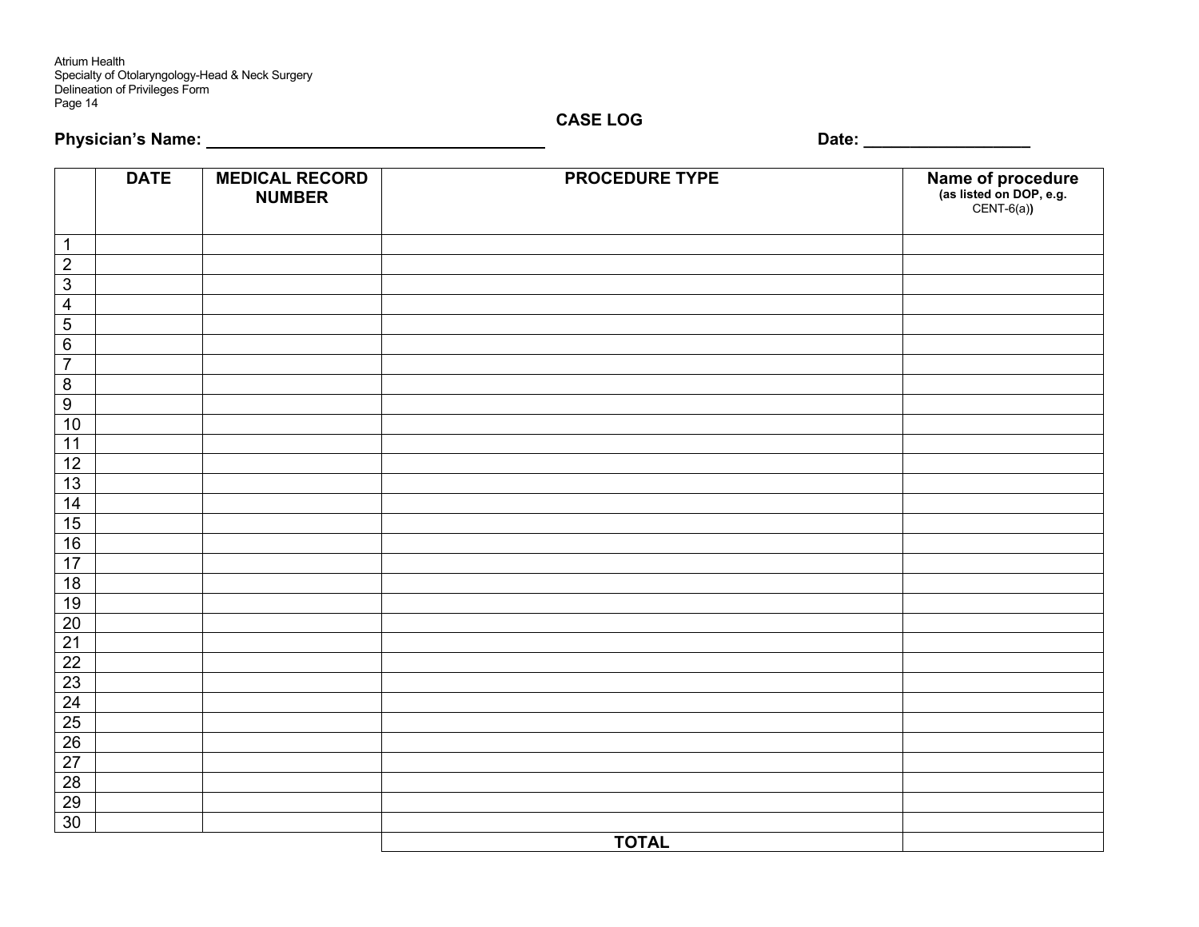Atrium Health
Specialty of Otolaryngology-Head & Neck Surgery
Delineation of Privileges Form

## CASE LOG

**Physician's Name: ___________________________________** **Date: __________________**

| | DATE | MEDICAL RECORD NUMBER | PROCEDURE TYPE | Name of procedure (as listed on DOP, e.g. CENT-6(a)) |
|---|---|---|---|---|
| 1 | | | | |
| 2 | | | | |
| 3 | | | | |
| 4 | | | | |
| 5 | | | | |
| 6 | | | | |
| 7 | | | | |
| 8 | | | | |
| 9 | | | | |
| 10 | | | | |
| 11 | | | | |
| 12 | | | | |
| 13 | | | | |
| 14 | | | | |
| 15 | | | | |
| 16 | | | | |
| 17 | | | | |
| 18 | | | | |
| 19 | | | | |
| 20 | | | | |
| 21 | | | | |
| 22 | | | | |
| 23 | | | | |
| 24 | | | | |
| 25 | | | | |
| 26 | | | | |
| 27 | | | | |
| 28 | | | | |
| 29 | | | | |
| 30 | | | | |
| | | | **TOTAL** | |